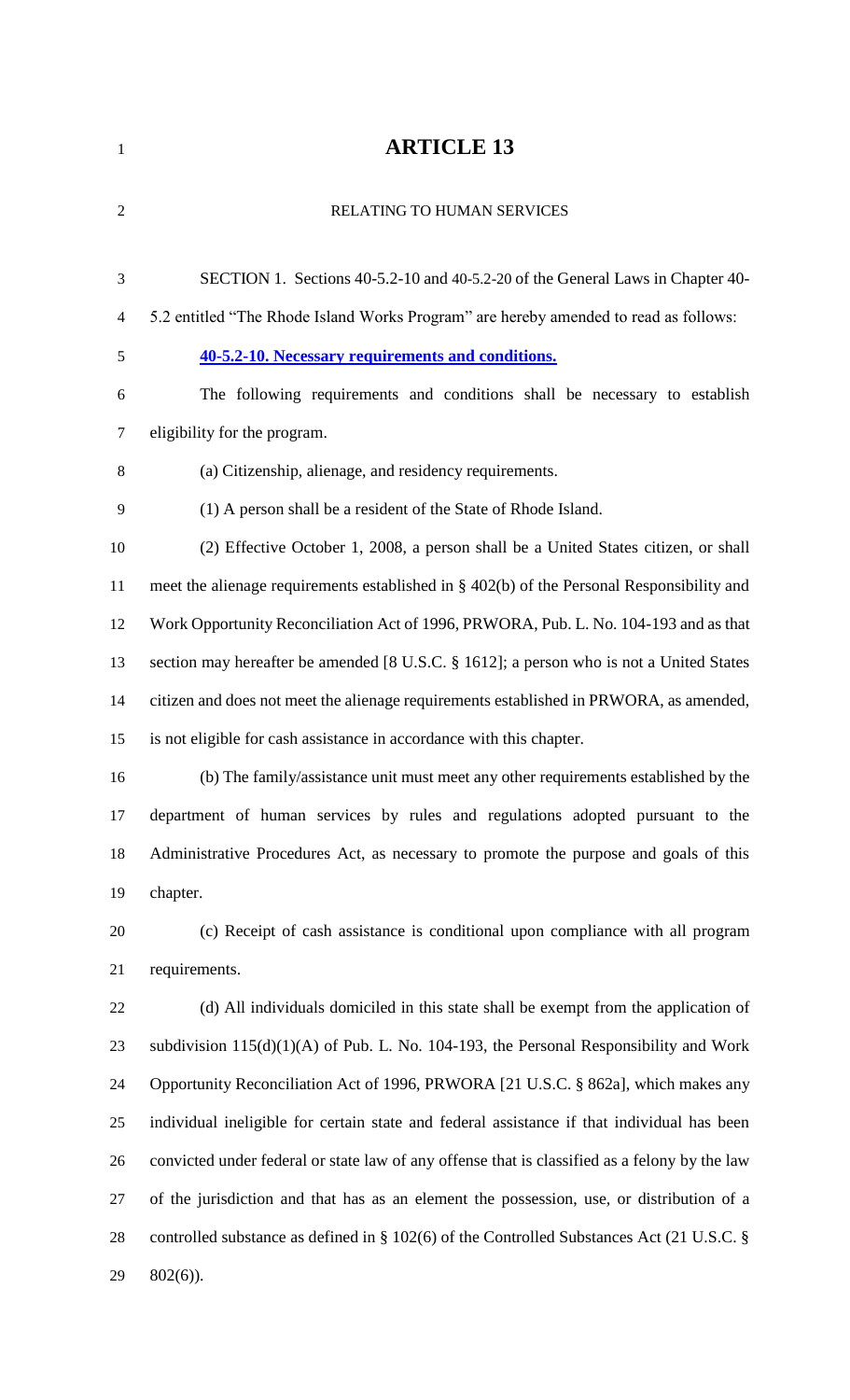# ARTICLE 13

RELATING TO HUMAN SERVICES

SECTION 1. Sections 40-5.2-10 and 40-5.2-20 of the General Laws in Chapter 40-5.2 entitled "The Rhode Island Works Program" are hereby amended to read as follows:

**40-5.2-10. Necessary requirements and conditions.**

The following requirements and conditions shall be necessary to establish eligibility for the program.

(a) Citizenship, alienage, and residency requirements.

(1) A person shall be a resident of the State of Rhode Island.

(2) Effective October 1, 2008, a person shall be a United States citizen, or shall meet the alienage requirements established in § 402(b) of the Personal Responsibility and Work Opportunity Reconciliation Act of 1996, PRWORA, Pub. L. No. 104-193 and as that section may hereafter be amended [8 U.S.C. § 1612]; a person who is not a United States citizen and does not meet the alienage requirements established in PRWORA, as amended, is not eligible for cash assistance in accordance with this chapter.

(b) The family/assistance unit must meet any other requirements established by the department of human services by rules and regulations adopted pursuant to the Administrative Procedures Act, as necessary to promote the purpose and goals of this chapter.

(c) Receipt of cash assistance is conditional upon compliance with all program requirements.

(d) All individuals domiciled in this state shall be exempt from the application of subdivision 115(d)(1)(A) of Pub. L. No. 104-193, the Personal Responsibility and Work Opportunity Reconciliation Act of 1996, PRWORA [21 U.S.C. § 862a], which makes any individual ineligible for certain state and federal assistance if that individual has been convicted under federal or state law of any offense that is classified as a felony by the law of the jurisdiction and that has as an element the possession, use, or distribution of a controlled substance as defined in § 102(6) of the Controlled Substances Act (21 U.S.C. § 802(6)).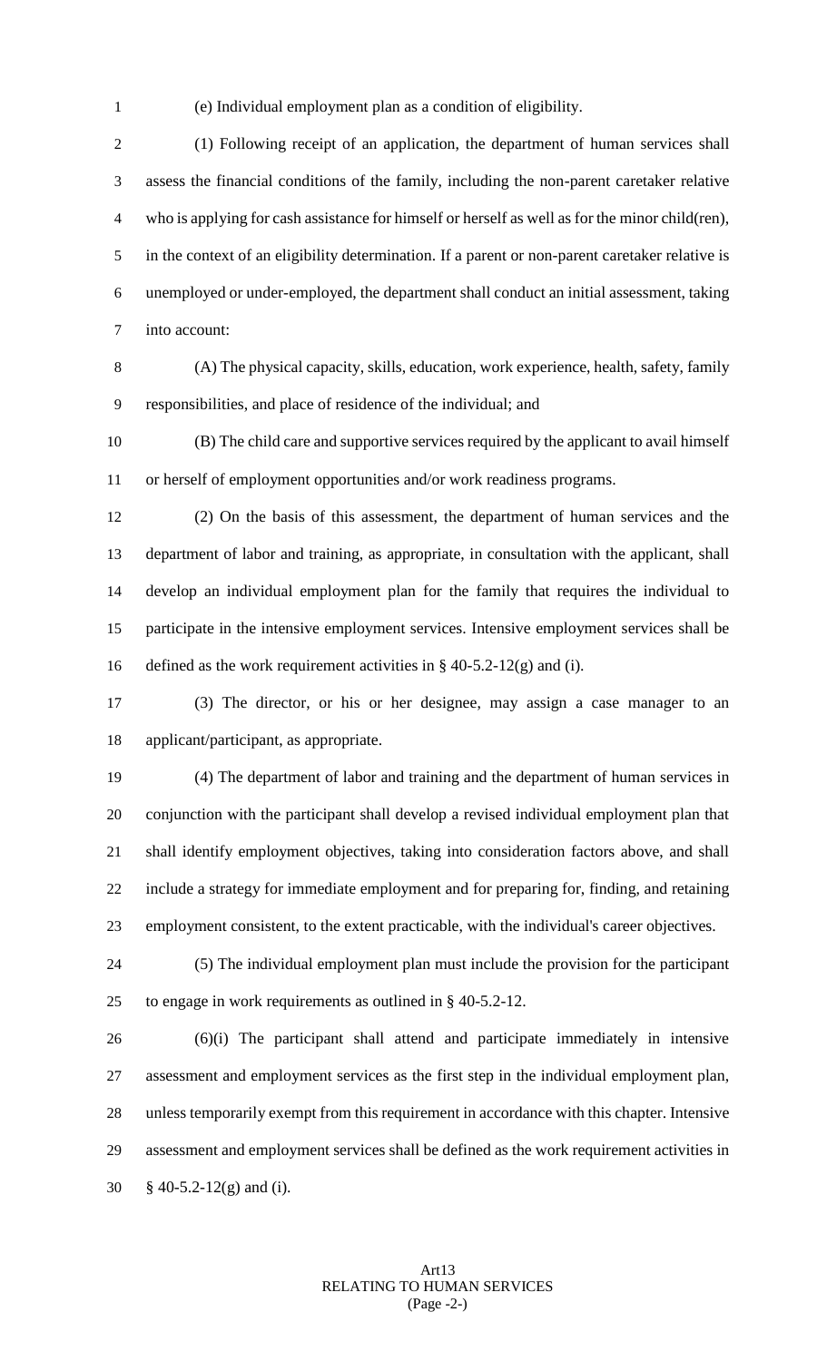(e) Individual employment plan as a condition of eligibility.

(1) Following receipt of an application, the department of human services shall assess the financial conditions of the family, including the non-parent caretaker relative who is applying for cash assistance for himself or herself as well as for the minor child(ren), in the context of an eligibility determination. If a parent or non-parent caretaker relative is unemployed or under-employed, the department shall conduct an initial assessment, taking into account:

(A) The physical capacity, skills, education, work experience, health, safety, family responsibilities, and place of residence of the individual; and

(B) The child care and supportive services required by the applicant to avail himself or herself of employment opportunities and/or work readiness programs.

(2) On the basis of this assessment, the department of human services and the department of labor and training, as appropriate, in consultation with the applicant, shall develop an individual employment plan for the family that requires the individual to participate in the intensive employment services. Intensive employment services shall be defined as the work requirement activities in § 40-5.2-12(g) and (i).

(3) The director, or his or her designee, may assign a case manager to an applicant/participant, as appropriate.

(4) The department of labor and training and the department of human services in conjunction with the participant shall develop a revised individual employment plan that shall identify employment objectives, taking into consideration factors above, and shall include a strategy for immediate employment and for preparing for, finding, and retaining employment consistent, to the extent practicable, with the individual's career objectives.

(5) The individual employment plan must include the provision for the participant to engage in work requirements as outlined in § 40-5.2-12.

(6)(i) The participant shall attend and participate immediately in intensive assessment and employment services as the first step in the individual employment plan, unless temporarily exempt from this requirement in accordance with this chapter. Intensive assessment and employment services shall be defined as the work requirement activities in § 40-5.2-12(g) and (i).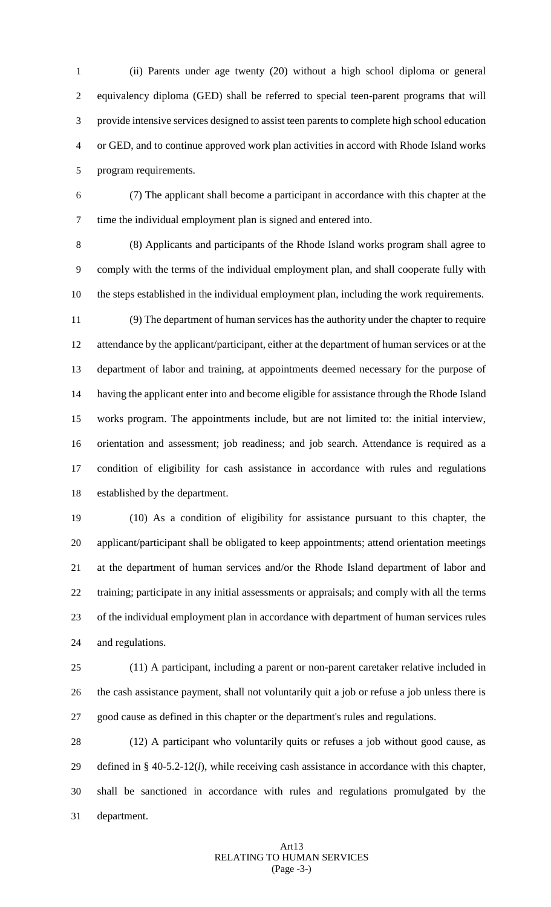(ii) Parents under age twenty (20) without a high school diploma or general equivalency diploma (GED) shall be referred to special teen-parent programs that will provide intensive services designed to assist teen parents to complete high school education or GED, and to continue approved work plan activities in accord with Rhode Island works program requirements.

(7) The applicant shall become a participant in accordance with this chapter at the time the individual employment plan is signed and entered into.

(8) Applicants and participants of the Rhode Island works program shall agree to comply with the terms of the individual employment plan, and shall cooperate fully with the steps established in the individual employment plan, including the work requirements.

(9) The department of human services has the authority under the chapter to require attendance by the applicant/participant, either at the department of human services or at the department of labor and training, at appointments deemed necessary for the purpose of having the applicant enter into and become eligible for assistance through the Rhode Island works program. The appointments include, but are not limited to: the initial interview, orientation and assessment; job readiness; and job search. Attendance is required as a condition of eligibility for cash assistance in accordance with rules and regulations established by the department.

(10) As a condition of eligibility for assistance pursuant to this chapter, the applicant/participant shall be obligated to keep appointments; attend orientation meetings at the department of human services and/or the Rhode Island department of labor and training; participate in any initial assessments or appraisals; and comply with all the terms of the individual employment plan in accordance with department of human services rules and regulations.

(11) A participant, including a parent or non-parent caretaker relative included in the cash assistance payment, shall not voluntarily quit a job or refuse a job unless there is good cause as defined in this chapter or the department's rules and regulations.

(12) A participant who voluntarily quits or refuses a job without good cause, as defined in § 40-5.2-12(*l*), while receiving cash assistance in accordance with this chapter, shall be sanctioned in accordance with rules and regulations promulgated by the department.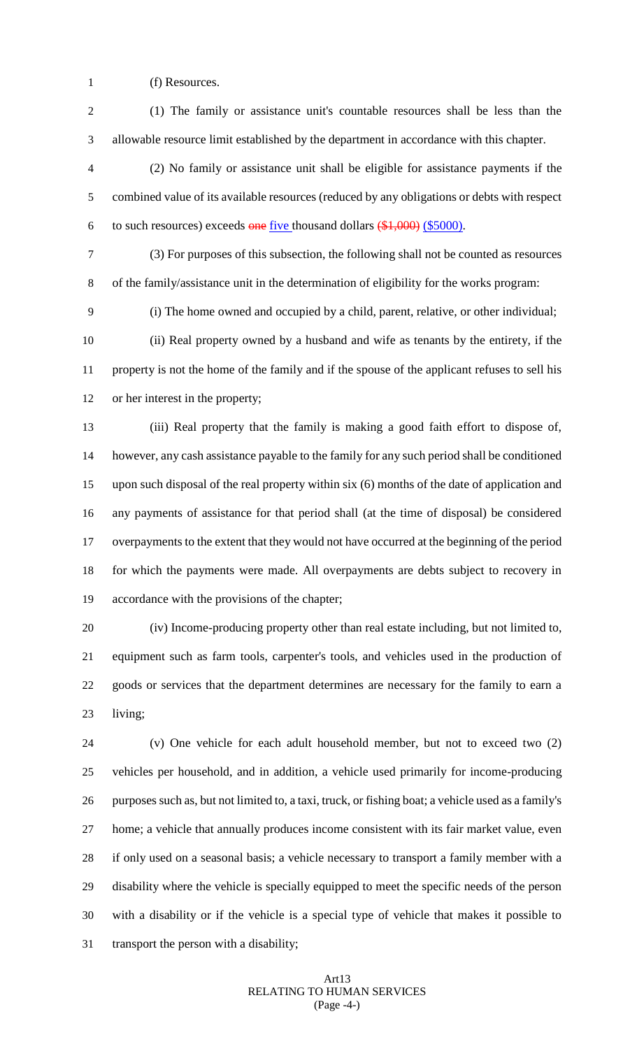(f) Resources.

(1) The family or assistance unit's countable resources shall be less than the allowable resource limit established by the department in accordance with this chapter.

(2) No family or assistance unit shall be eligible for assistance payments if the combined value of its available resources (reduced by any obligations or debts with respect to such resources) exceeds ~~one~~ five thousand dollars ~~($1,000)~~ ($5000).

(3) For purposes of this subsection, the following shall not be counted as resources of the family/assistance unit in the determination of eligibility for the works program:

(i) The home owned and occupied by a child, parent, relative, or other individual;

(ii) Real property owned by a husband and wife as tenants by the entirety, if the property is not the home of the family and if the spouse of the applicant refuses to sell his or her interest in the property;

(iii) Real property that the family is making a good faith effort to dispose of, however, any cash assistance payable to the family for any such period shall be conditioned upon such disposal of the real property within six (6) months of the date of application and any payments of assistance for that period shall (at the time of disposal) be considered overpayments to the extent that they would not have occurred at the beginning of the period for which the payments were made. All overpayments are debts subject to recovery in accordance with the provisions of the chapter;

(iv) Income-producing property other than real estate including, but not limited to, equipment such as farm tools, carpenter's tools, and vehicles used in the production of goods or services that the department determines are necessary for the family to earn a living;

(v) One vehicle for each adult household member, but not to exceed two (2) vehicles per household, and in addition, a vehicle used primarily for income-producing purposes such as, but not limited to, a taxi, truck, or fishing boat; a vehicle used as a family's home; a vehicle that annually produces income consistent with its fair market value, even if only used on a seasonal basis; a vehicle necessary to transport a family member with a disability where the vehicle is specially equipped to meet the specific needs of the person with a disability or if the vehicle is a special type of vehicle that makes it possible to transport the person with a disability;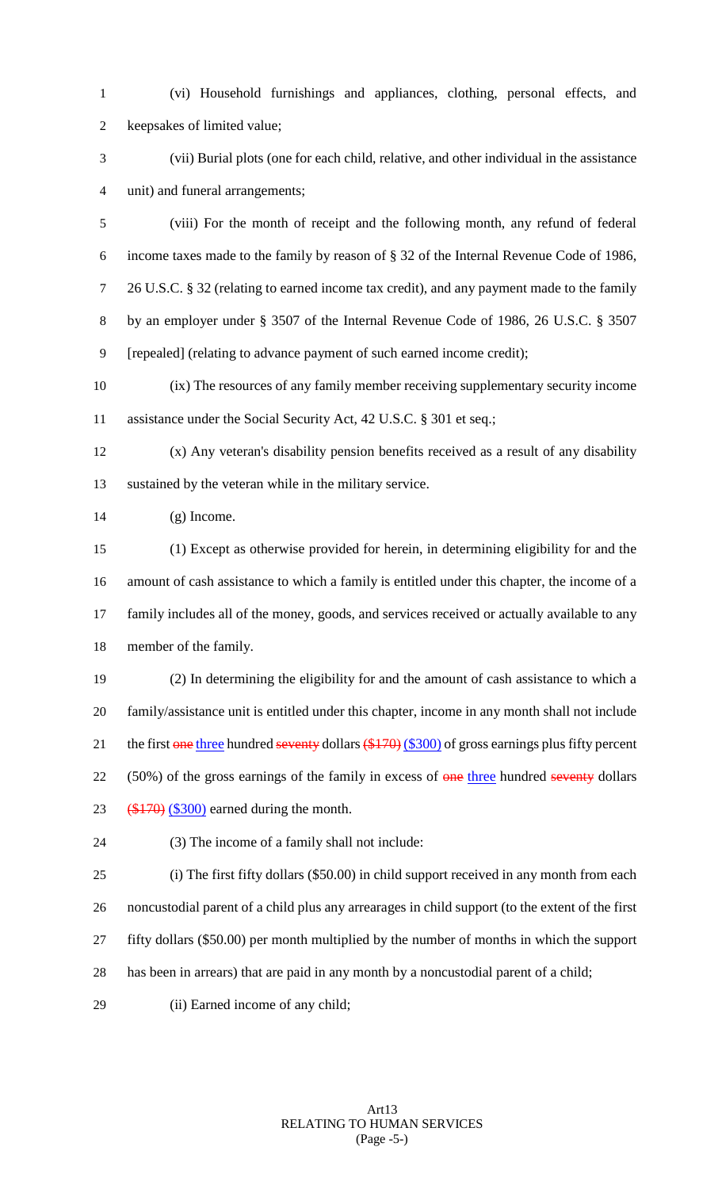(vi) Household furnishings and appliances, clothing, personal effects, and keepsakes of limited value;

(vii) Burial plots (one for each child, relative, and other individual in the assistance unit) and funeral arrangements;

(viii) For the month of receipt and the following month, any refund of federal income taxes made to the family by reason of § 32 of the Internal Revenue Code of 1986, 26 U.S.C. § 32 (relating to earned income tax credit), and any payment made to the family by an employer under § 3507 of the Internal Revenue Code of 1986, 26 U.S.C. § 3507 [repealed] (relating to advance payment of such earned income credit);

(ix) The resources of any family member receiving supplementary security income assistance under the Social Security Act, 42 U.S.C. § 301 et seq.;

(x) Any veteran's disability pension benefits received as a result of any disability sustained by the veteran while in the military service.

(g) Income.

(1) Except as otherwise provided for herein, in determining eligibility for and the amount of cash assistance to which a family is entitled under this chapter, the income of a family includes all of the money, goods, and services received or actually available to any member of the family.

(2) In determining the eligibility for and the amount of cash assistance to which a family/assistance unit is entitled under this chapter, income in any month shall not include the first ~~one~~ three hundred ~~seventy~~ dollars ~~($170)~~ ($300) of gross earnings plus fifty percent (50%) of the gross earnings of the family in excess of ~~one~~ three hundred ~~seventy~~ dollars ~~($170)~~ ($300) earned during the month.

(3) The income of a family shall not include:

(i) The first fifty dollars ($50.00) in child support received in any month from each noncustodial parent of a child plus any arrearages in child support (to the extent of the first fifty dollars ($50.00) per month multiplied by the number of months in which the support has been in arrears) that are paid in any month by a noncustodial parent of a child;

(ii) Earned income of any child;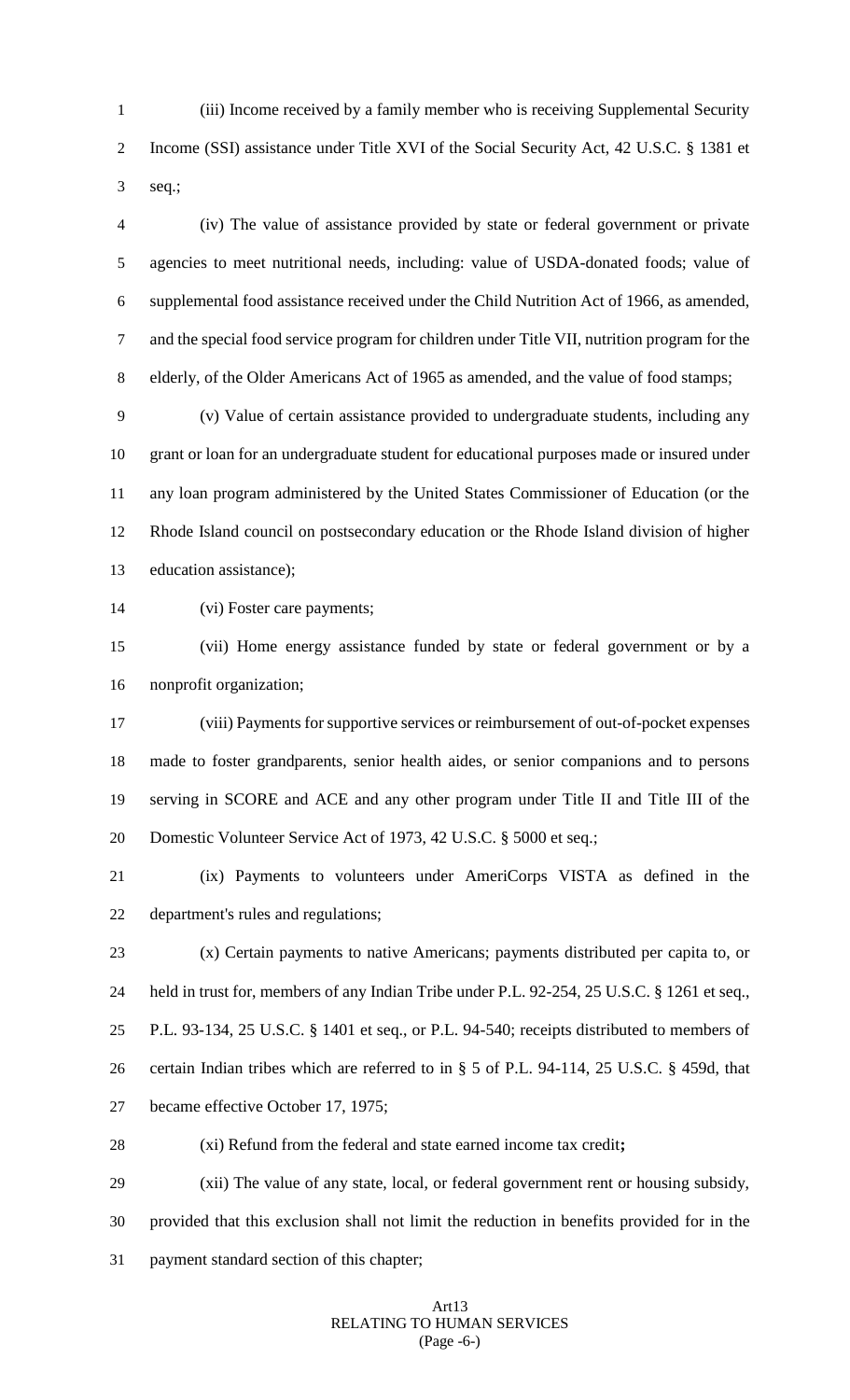(iii) Income received by a family member who is receiving Supplemental Security Income (SSI) assistance under Title XVI of the Social Security Act, 42 U.S.C. § 1381 et seq.;

(iv) The value of assistance provided by state or federal government or private agencies to meet nutritional needs, including: value of USDA-donated foods; value of supplemental food assistance received under the Child Nutrition Act of 1966, as amended, and the special food service program for children under Title VII, nutrition program for the elderly, of the Older Americans Act of 1965 as amended, and the value of food stamps;

(v) Value of certain assistance provided to undergraduate students, including any grant or loan for an undergraduate student for educational purposes made or insured under any loan program administered by the United States Commissioner of Education (or the Rhode Island council on postsecondary education or the Rhode Island division of higher education assistance);

(vi) Foster care payments;

(vii) Home energy assistance funded by state or federal government or by a nonprofit organization;

(viii) Payments for supportive services or reimbursement of out-of-pocket expenses made to foster grandparents, senior health aides, or senior companions and to persons serving in SCORE and ACE and any other program under Title II and Title III of the Domestic Volunteer Service Act of 1973, 42 U.S.C. § 5000 et seq.;

(ix) Payments to volunteers under AmeriCorps VISTA as defined in the department's rules and regulations;

(x) Certain payments to native Americans; payments distributed per capita to, or held in trust for, members of any Indian Tribe under P.L. 92-254, 25 U.S.C. § 1261 et seq., P.L. 93-134, 25 U.S.C. § 1401 et seq., or P.L. 94-540; receipts distributed to members of certain Indian tribes which are referred to in § 5 of P.L. 94-114, 25 U.S.C. § 459d, that became effective October 17, 1975;

(xi) Refund from the federal and state earned income tax credit**;**

(xii) The value of any state, local, or federal government rent or housing subsidy, provided that this exclusion shall not limit the reduction in benefits provided for in the payment standard section of this chapter;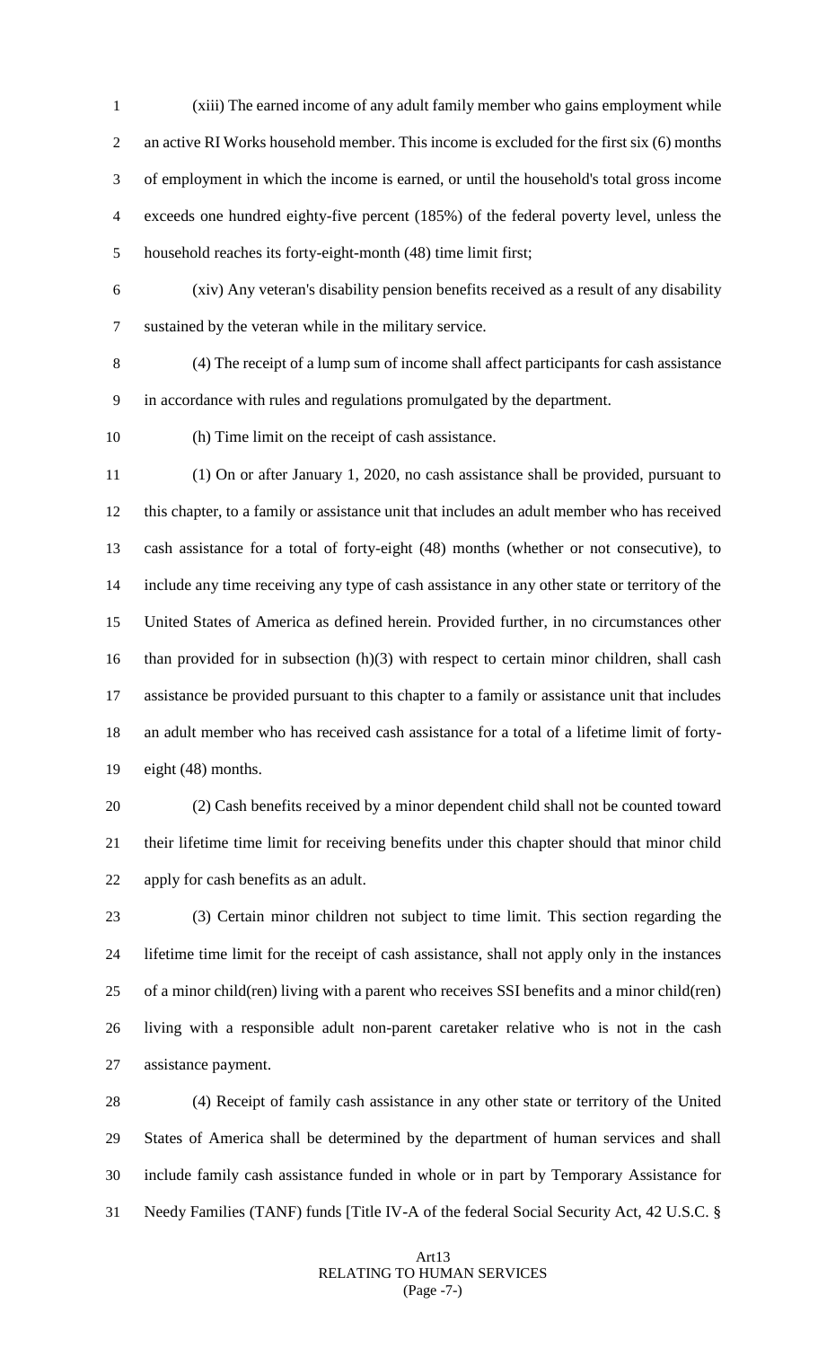(xiii) The earned income of any adult family member who gains employment while an active RI Works household member. This income is excluded for the first six (6) months of employment in which the income is earned, or until the household's total gross income exceeds one hundred eighty-five percent (185%) of the federal poverty level, unless the household reaches its forty-eight-month (48) time limit first;

(xiv) Any veteran's disability pension benefits received as a result of any disability sustained by the veteran while in the military service.

(4) The receipt of a lump sum of income shall affect participants for cash assistance in accordance with rules and regulations promulgated by the department.

(h) Time limit on the receipt of cash assistance.

(1) On or after January 1, 2020, no cash assistance shall be provided, pursuant to this chapter, to a family or assistance unit that includes an adult member who has received cash assistance for a total of forty-eight (48) months (whether or not consecutive), to include any time receiving any type of cash assistance in any other state or territory of the United States of America as defined herein. Provided further, in no circumstances other than provided for in subsection (h)(3) with respect to certain minor children, shall cash assistance be provided pursuant to this chapter to a family or assistance unit that includes an adult member who has received cash assistance for a total of a lifetime limit of forty-eight (48) months.

(2) Cash benefits received by a minor dependent child shall not be counted toward their lifetime time limit for receiving benefits under this chapter should that minor child apply for cash benefits as an adult.

(3) Certain minor children not subject to time limit. This section regarding the lifetime time limit for the receipt of cash assistance, shall not apply only in the instances of a minor child(ren) living with a parent who receives SSI benefits and a minor child(ren) living with a responsible adult non-parent caretaker relative who is not in the cash assistance payment.

(4) Receipt of family cash assistance in any other state or territory of the United States of America shall be determined by the department of human services and shall include family cash assistance funded in whole or in part by Temporary Assistance for Needy Families (TANF) funds [Title IV-A of the federal Social Security Act, 42 U.S.C. §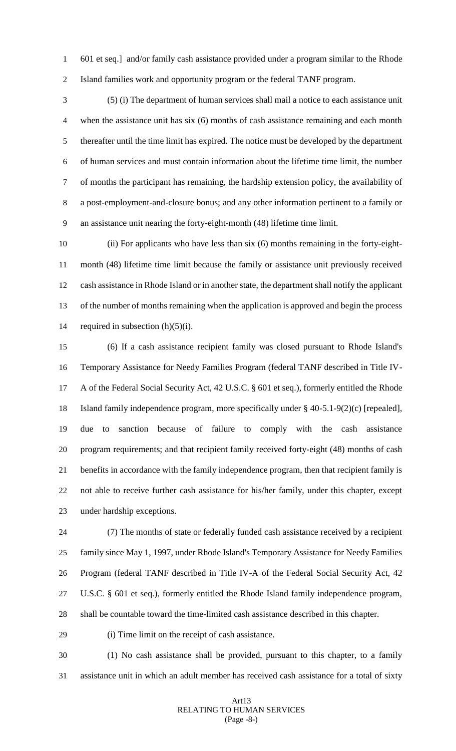601 et seq.] and/or family cash assistance provided under a program similar to the Rhode Island families work and opportunity program or the federal TANF program.

(5) (i) The department of human services shall mail a notice to each assistance unit when the assistance unit has six (6) months of cash assistance remaining and each month thereafter until the time limit has expired. The notice must be developed by the department of human services and must contain information about the lifetime time limit, the number of months the participant has remaining, the hardship extension policy, the availability of a post-employment-and-closure bonus; and any other information pertinent to a family or an assistance unit nearing the forty-eight-month (48) lifetime time limit.

(ii) For applicants who have less than six (6) months remaining in the forty-eight-month (48) lifetime time limit because the family or assistance unit previously received cash assistance in Rhode Island or in another state, the department shall notify the applicant of the number of months remaining when the application is approved and begin the process required in subsection (h)(5)(i).

(6) If a cash assistance recipient family was closed pursuant to Rhode Island's Temporary Assistance for Needy Families Program (federal TANF described in Title IV-A of the Federal Social Security Act, 42 U.S.C. § 601 et seq.), formerly entitled the Rhode Island family independence program, more specifically under § 40-5.1-9(2)(c) [repealed], due to sanction because of failure to comply with the cash assistance program requirements; and that recipient family received forty-eight (48) months of cash benefits in accordance with the family independence program, then that recipient family is not able to receive further cash assistance for his/her family, under this chapter, except under hardship exceptions.

(7) The months of state or federally funded cash assistance received by a recipient family since May 1, 1997, under Rhode Island's Temporary Assistance for Needy Families Program (federal TANF described in Title IV-A of the Federal Social Security Act, 42 U.S.C. § 601 et seq.), formerly entitled the Rhode Island family independence program, shall be countable toward the time-limited cash assistance described in this chapter.

(i) Time limit on the receipt of cash assistance.

(1) No cash assistance shall be provided, pursuant to this chapter, to a family assistance unit in which an adult member has received cash assistance for a total of sixty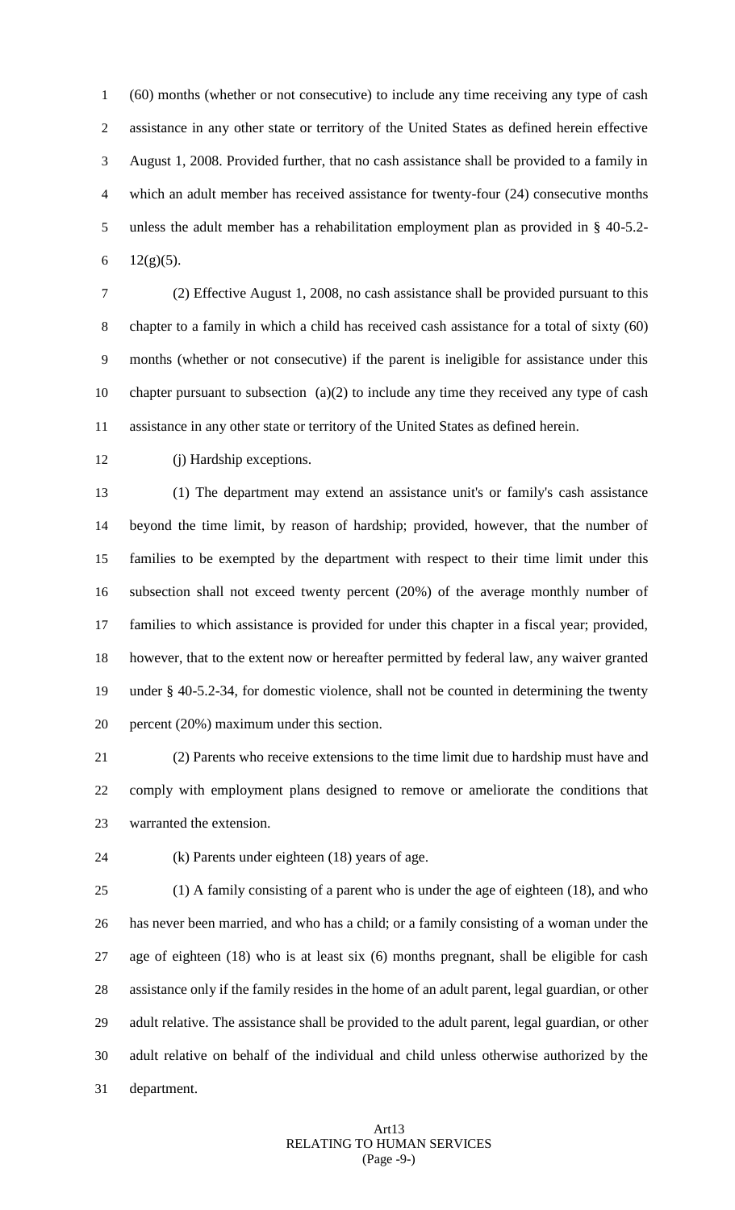(60) months (whether or not consecutive) to include any time receiving any type of cash assistance in any other state or territory of the United States as defined herein effective August 1, 2008. Provided further, that no cash assistance shall be provided to a family in which an adult member has received assistance for twenty-four (24) consecutive months unless the adult member has a rehabilitation employment plan as provided in § 40-5.2-12(g)(5).

(2) Effective August 1, 2008, no cash assistance shall be provided pursuant to this chapter to a family in which a child has received cash assistance for a total of sixty (60) months (whether or not consecutive) if the parent is ineligible for assistance under this chapter pursuant to subsection (a)(2) to include any time they received any type of cash assistance in any other state or territory of the United States as defined herein.

(j) Hardship exceptions.

(1) The department may extend an assistance unit's or family's cash assistance beyond the time limit, by reason of hardship; provided, however, that the number of families to be exempted by the department with respect to their time limit under this subsection shall not exceed twenty percent (20%) of the average monthly number of families to which assistance is provided for under this chapter in a fiscal year; provided, however, that to the extent now or hereafter permitted by federal law, any waiver granted under § 40-5.2-34, for domestic violence, shall not be counted in determining the twenty percent (20%) maximum under this section.

(2) Parents who receive extensions to the time limit due to hardship must have and comply with employment plans designed to remove or ameliorate the conditions that warranted the extension.

(k) Parents under eighteen (18) years of age.

(1) A family consisting of a parent who is under the age of eighteen (18), and who has never been married, and who has a child; or a family consisting of a woman under the age of eighteen (18) who is at least six (6) months pregnant, shall be eligible for cash assistance only if the family resides in the home of an adult parent, legal guardian, or other adult relative. The assistance shall be provided to the adult parent, legal guardian, or other adult relative on behalf of the individual and child unless otherwise authorized by the department.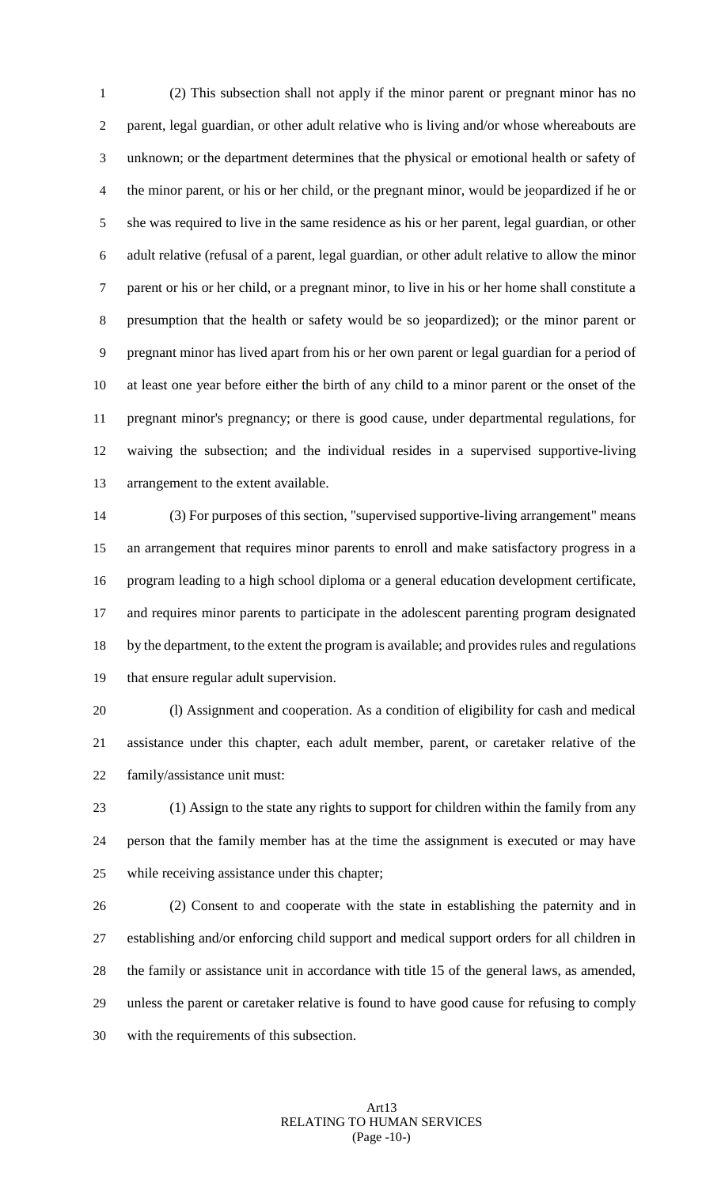(2) This subsection shall not apply if the minor parent or pregnant minor has no parent, legal guardian, or other adult relative who is living and/or whose whereabouts are unknown; or the department determines that the physical or emotional health or safety of the minor parent, or his or her child, or the pregnant minor, would be jeopardized if he or she was required to live in the same residence as his or her parent, legal guardian, or other adult relative (refusal of a parent, legal guardian, or other adult relative to allow the minor parent or his or her child, or a pregnant minor, to live in his or her home shall constitute a presumption that the health or safety would be so jeopardized); or the minor parent or pregnant minor has lived apart from his or her own parent or legal guardian for a period of at least one year before either the birth of any child to a minor parent or the onset of the pregnant minor's pregnancy; or there is good cause, under departmental regulations, for waiving the subsection; and the individual resides in a supervised supportive-living arrangement to the extent available.

(3) For purposes of this section, "supervised supportive-living arrangement" means an arrangement that requires minor parents to enroll and make satisfactory progress in a program leading to a high school diploma or a general education development certificate, and requires minor parents to participate in the adolescent parenting program designated by the department, to the extent the program is available; and provides rules and regulations that ensure regular adult supervision.

(l) Assignment and cooperation. As a condition of eligibility for cash and medical assistance under this chapter, each adult member, parent, or caretaker relative of the family/assistance unit must:

(1) Assign to the state any rights to support for children within the family from any person that the family member has at the time the assignment is executed or may have while receiving assistance under this chapter;

(2) Consent to and cooperate with the state in establishing the paternity and in establishing and/or enforcing child support and medical support orders for all children in the family or assistance unit in accordance with title 15 of the general laws, as amended, unless the parent or caretaker relative is found to have good cause for refusing to comply with the requirements of this subsection.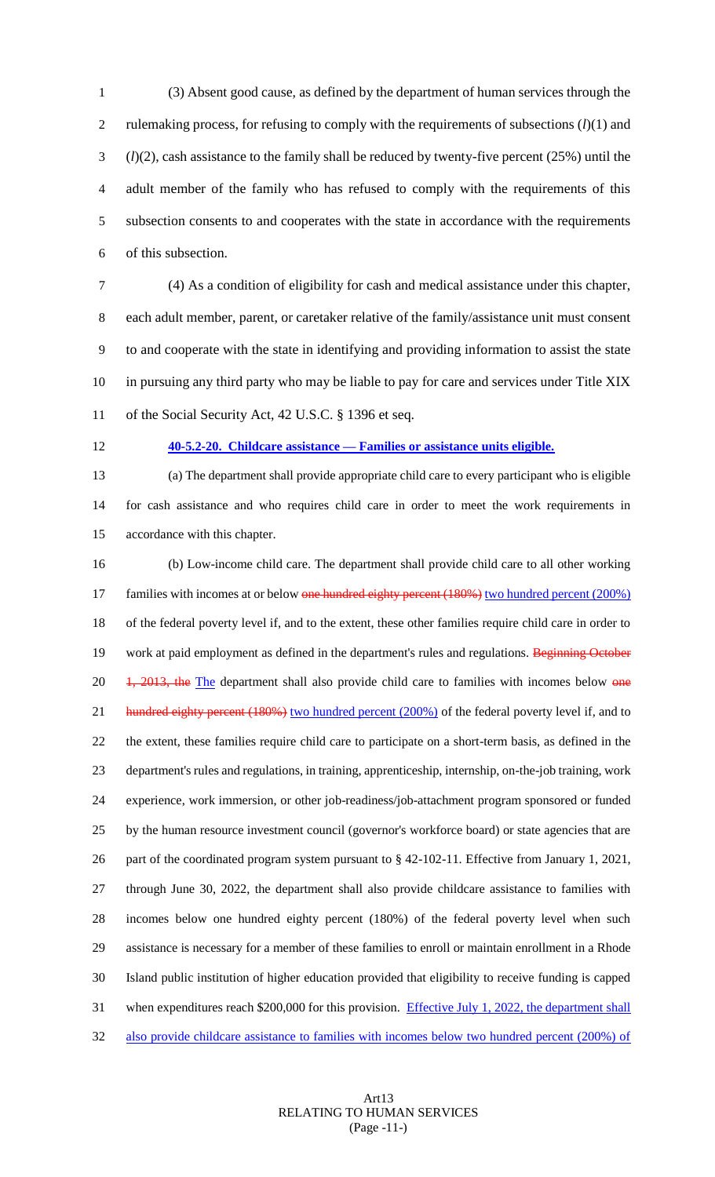(3) Absent good cause, as defined by the department of human services through the rulemaking process, for refusing to comply with the requirements of subsections (*l*)(1) and (*l*)(2), cash assistance to the family shall be reduced by twenty-five percent (25%) until the adult member of the family who has refused to comply with the requirements of this subsection consents to and cooperates with the state in accordance with the requirements of this subsection.

(4) As a condition of eligibility for cash and medical assistance under this chapter, each adult member, parent, or caretaker relative of the family/assistance unit must consent to and cooperate with the state in identifying and providing information to assist the state in pursuing any third party who may be liable to pay for care and services under Title XIX of the Social Security Act, 42 U.S.C. § 1396 et seq.

**40-5.2-20. Childcare assistance — Families or assistance units eligible.**

(a) The department shall provide appropriate child care to every participant who is eligible for cash assistance and who requires child care in order to meet the work requirements in accordance with this chapter.

(b) Low-income child care. The department shall provide child care to all other working families with incomes at or below ~~one hundred eighty percent (180%)~~ two hundred percent (200%) of the federal poverty level if, and to the extent, these other families require child care in order to work at paid employment as defined in the department's rules and regulations. ~~Beginning October 1, 2013, the~~ The department shall also provide child care to families with incomes below ~~one hundred eighty percent (180%)~~ two hundred percent (200%) of the federal poverty level if, and to the extent, these families require child care to participate on a short-term basis, as defined in the department's rules and regulations, in training, apprenticeship, internship, on-the-job training, work experience, work immersion, or other job-readiness/job-attachment program sponsored or funded by the human resource investment council (governor's workforce board) or state agencies that are part of the coordinated program system pursuant to § 42-102-11. Effective from January 1, 2021, through June 30, 2022, the department shall also provide childcare assistance to families with incomes below one hundred eighty percent (180%) of the federal poverty level when such assistance is necessary for a member of these families to enroll or maintain enrollment in a Rhode Island public institution of higher education provided that eligibility to receive funding is capped when expenditures reach $200,000 for this provision. Effective July 1, 2022, the department shall also provide childcare assistance to families with incomes below two hundred percent (200%) of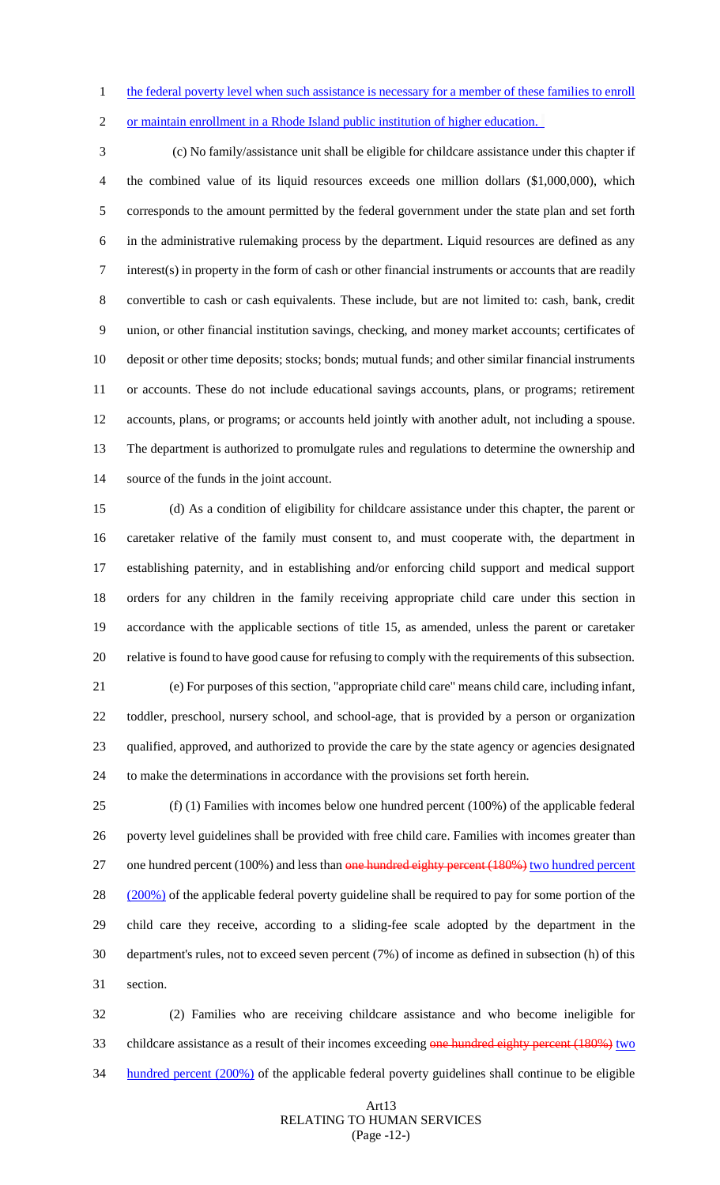the federal poverty level when such assistance is necessary for a member of these families to enroll or maintain enrollment in a Rhode Island public institution of higher education.

(c) No family/assistance unit shall be eligible for childcare assistance under this chapter if the combined value of its liquid resources exceeds one million dollars ($1,000,000), which corresponds to the amount permitted by the federal government under the state plan and set forth in the administrative rulemaking process by the department. Liquid resources are defined as any interest(s) in property in the form of cash or other financial instruments or accounts that are readily convertible to cash or cash equivalents. These include, but are not limited to: cash, bank, credit union, or other financial institution savings, checking, and money market accounts; certificates of deposit or other time deposits; stocks; bonds; mutual funds; and other similar financial instruments or accounts. These do not include educational savings accounts, plans, or programs; retirement accounts, plans, or programs; or accounts held jointly with another adult, not including a spouse. The department is authorized to promulgate rules and regulations to determine the ownership and source of the funds in the joint account.

(d) As a condition of eligibility for childcare assistance under this chapter, the parent or caretaker relative of the family must consent to, and must cooperate with, the department in establishing paternity, and in establishing and/or enforcing child support and medical support orders for any children in the family receiving appropriate child care under this section in accordance with the applicable sections of title 15, as amended, unless the parent or caretaker relative is found to have good cause for refusing to comply with the requirements of this subsection.

(e) For purposes of this section, "appropriate child care" means child care, including infant, toddler, preschool, nursery school, and school-age, that is provided by a person or organization qualified, approved, and authorized to provide the care by the state agency or agencies designated to make the determinations in accordance with the provisions set forth herein.

(f) (1) Families with incomes below one hundred percent (100%) of the applicable federal poverty level guidelines shall be provided with free child care. Families with incomes greater than one hundred percent (100%) and less than ~~one hundred eighty percent (180%)~~ two hundred percent (200%) of the applicable federal poverty guideline shall be required to pay for some portion of the child care they receive, according to a sliding-fee scale adopted by the department in the department's rules, not to exceed seven percent (7%) of income as defined in subsection (h) of this section.

(2) Families who are receiving childcare assistance and who become ineligible for childcare assistance as a result of their incomes exceeding ~~one hundred eighty percent (180%)~~ two hundred percent (200%) of the applicable federal poverty guidelines shall continue to be eligible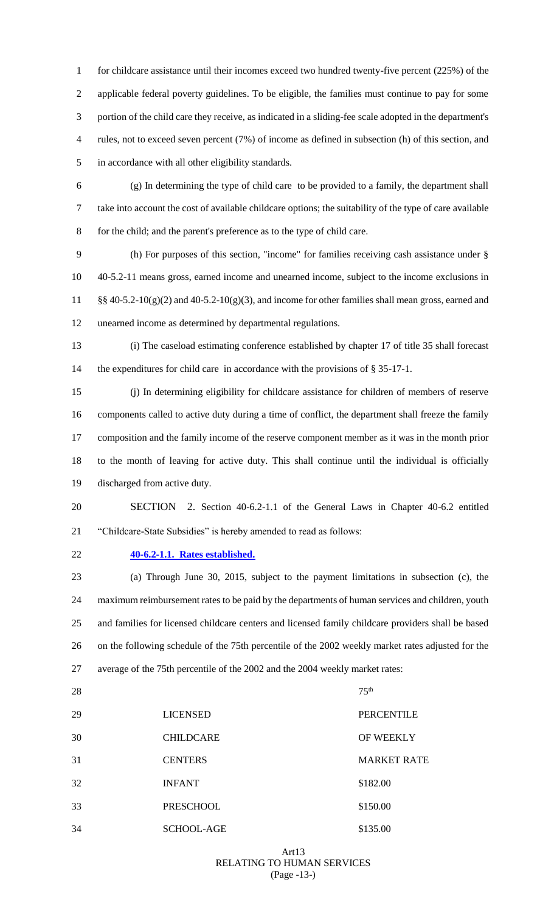for childcare assistance until their incomes exceed two hundred twenty-five percent (225%) of the applicable federal poverty guidelines. To be eligible, the families must continue to pay for some portion of the child care they receive, as indicated in a sliding-fee scale adopted in the department's rules, not to exceed seven percent (7%) of income as defined in subsection (h) of this section, and in accordance with all other eligibility standards.

(g) In determining the type of child care to be provided to a family, the department shall take into account the cost of available childcare options; the suitability of the type of care available for the child; and the parent's preference as to the type of child care.

(h) For purposes of this section, "income" for families receiving cash assistance under § 40-5.2-11 means gross, earned income and unearned income, subject to the income exclusions in §§ 40-5.2-10(g)(2) and 40-5.2-10(g)(3), and income for other families shall mean gross, earned and unearned income as determined by departmental regulations.

(i) The caseload estimating conference established by chapter 17 of title 35 shall forecast the expenditures for child care in accordance with the provisions of § 35-17-1.

(j) In determining eligibility for childcare assistance for children of members of reserve components called to active duty during a time of conflict, the department shall freeze the family composition and the family income of the reserve component member as it was in the month prior to the month of leaving for active duty. This shall continue until the individual is officially discharged from active duty.

SECTION 2. Section 40-6.2-1.1 of the General Laws in Chapter 40-6.2 entitled "Childcare-State Subsidies" is hereby amended to read as follows:

**40-6.2-1.1. Rates established.**

(a) Through June 30, 2015, subject to the payment limitations in subsection (c), the maximum reimbursement rates to be paid by the departments of human services and children, youth and families for licensed childcare centers and licensed family childcare providers shall be based on the following schedule of the 75th percentile of the 2002 weekly market rates adjusted for the average of the 75th percentile of the 2002 and the 2004 weekly market rates:

| LICENSED CHILDCARE CENTERS | 75th PERCENTILE OF WEEKLY MARKET RATE |
|---|---|
| INFANT | $182.00 |
| PRESCHOOL | $150.00 |
| SCHOOL-AGE | $135.00 |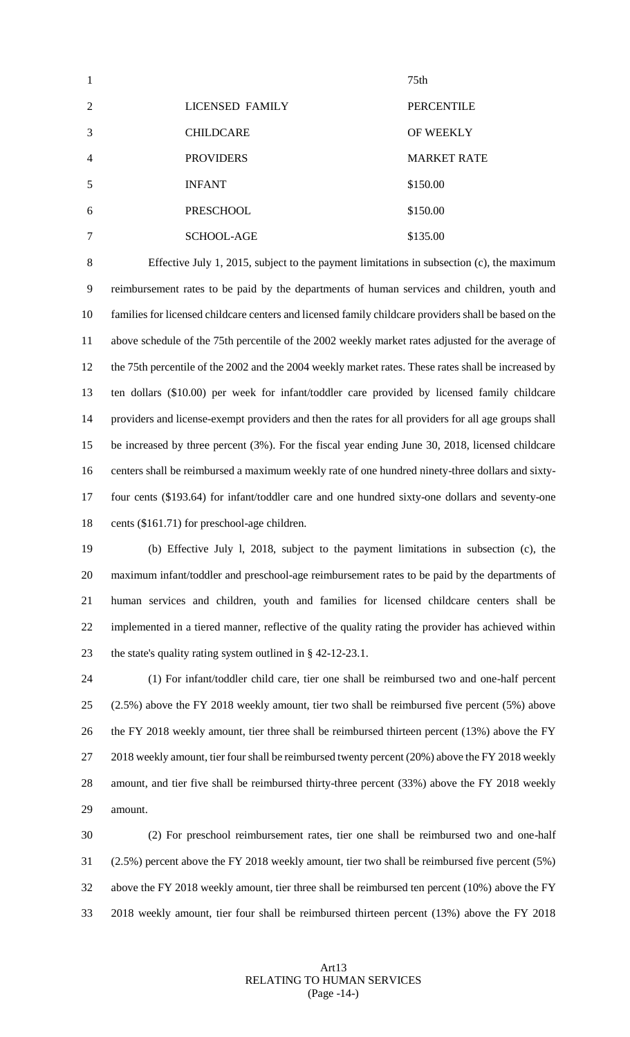| LICENSED FAMILY CHILDCARE PROVIDERS | 75th PERCENTILE OF WEEKLY MARKET RATE |
|---|---|
| INFANT | $150.00 |
| PRESCHOOL | $150.00 |
| SCHOOL-AGE | $135.00 |

Effective July 1, 2015, subject to the payment limitations in subsection (c), the maximum reimbursement rates to be paid by the departments of human services and children, youth and families for licensed childcare centers and licensed family childcare providers shall be based on the above schedule of the 75th percentile of the 2002 weekly market rates adjusted for the average of the 75th percentile of the 2002 and the 2004 weekly market rates. These rates shall be increased by ten dollars ($10.00) per week for infant/toddler care provided by licensed family childcare providers and license-exempt providers and then the rates for all providers for all age groups shall be increased by three percent (3%). For the fiscal year ending June 30, 2018, licensed childcare centers shall be reimbursed a maximum weekly rate of one hundred ninety-three dollars and sixty-four cents ($193.64) for infant/toddler care and one hundred sixty-one dollars and seventy-one cents ($161.71) for preschool-age children.

(b) Effective July l, 2018, subject to the payment limitations in subsection (c), the maximum infant/toddler and preschool-age reimbursement rates to be paid by the departments of human services and children, youth and families for licensed childcare centers shall be implemented in a tiered manner, reflective of the quality rating the provider has achieved within the state's quality rating system outlined in § 42-12-23.1.

(1) For infant/toddler child care, tier one shall be reimbursed two and one-half percent (2.5%) above the FY 2018 weekly amount, tier two shall be reimbursed five percent (5%) above the FY 2018 weekly amount, tier three shall be reimbursed thirteen percent (13%) above the FY 2018 weekly amount, tier four shall be reimbursed twenty percent (20%) above the FY 2018 weekly amount, and tier five shall be reimbursed thirty-three percent (33%) above the FY 2018 weekly amount.

(2) For preschool reimbursement rates, tier one shall be reimbursed two and one-half (2.5%) percent above the FY 2018 weekly amount, tier two shall be reimbursed five percent (5%) above the FY 2018 weekly amount, tier three shall be reimbursed ten percent (10%) above the FY 2018 weekly amount, tier four shall be reimbursed thirteen percent (13%) above the FY 2018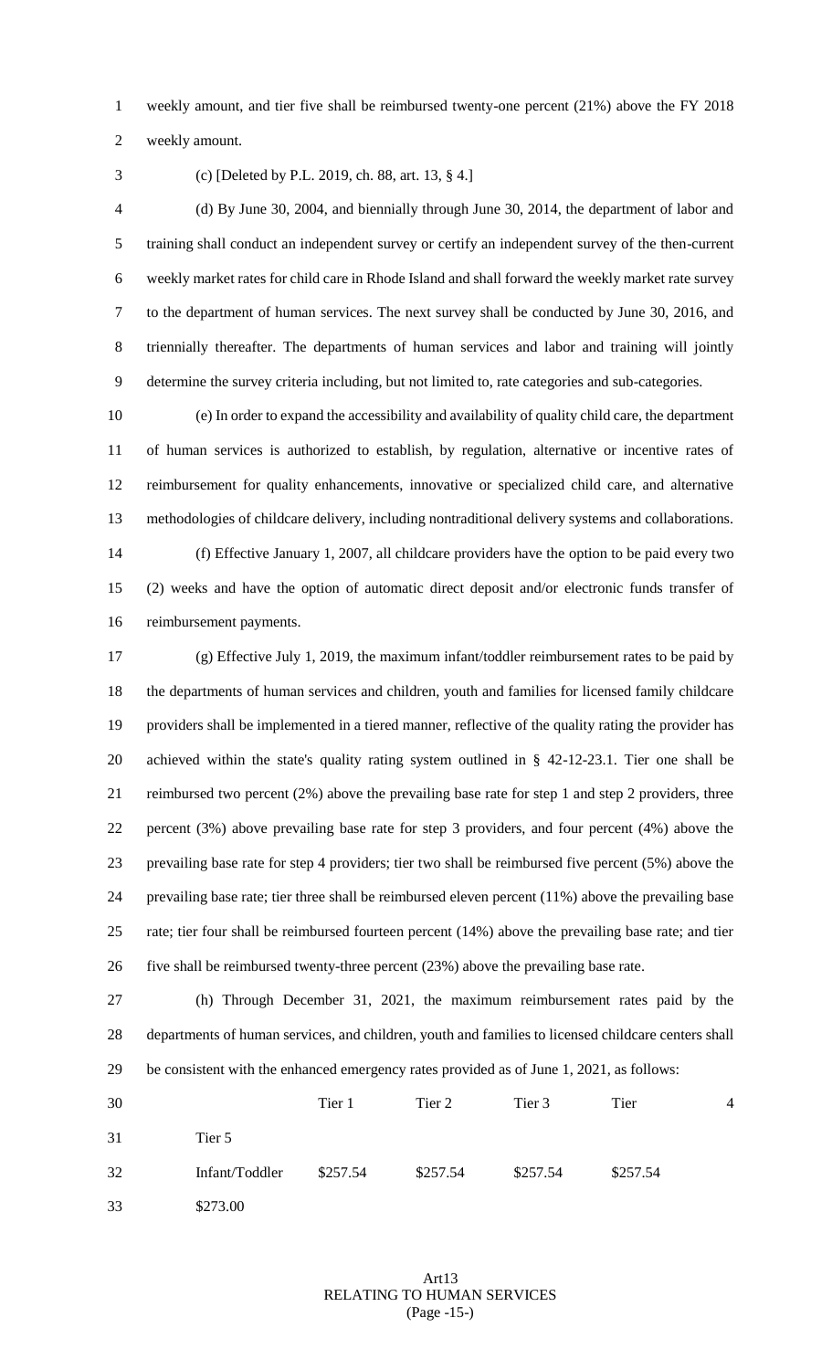weekly amount, and tier five shall be reimbursed twenty-one percent (21%) above the FY 2018 weekly amount.

(c) [Deleted by P.L. 2019, ch. 88, art. 13, § 4.]

(d) By June 30, 2004, and biennially through June 30, 2014, the department of labor and training shall conduct an independent survey or certify an independent survey of the then-current weekly market rates for child care in Rhode Island and shall forward the weekly market rate survey to the department of human services. The next survey shall be conducted by June 30, 2016, and triennially thereafter. The departments of human services and labor and training will jointly determine the survey criteria including, but not limited to, rate categories and sub-categories.

(e) In order to expand the accessibility and availability of quality child care, the department of human services is authorized to establish, by regulation, alternative or incentive rates of reimbursement for quality enhancements, innovative or specialized child care, and alternative methodologies of childcare delivery, including nontraditional delivery systems and collaborations.

(f) Effective January 1, 2007, all childcare providers have the option to be paid every two (2) weeks and have the option of automatic direct deposit and/or electronic funds transfer of reimbursement payments.

(g) Effective July 1, 2019, the maximum infant/toddler reimbursement rates to be paid by the departments of human services and children, youth and families for licensed family childcare providers shall be implemented in a tiered manner, reflective of the quality rating the provider has achieved within the state's quality rating system outlined in § 42-12-23.1. Tier one shall be reimbursed two percent (2%) above the prevailing base rate for step 1 and step 2 providers, three percent (3%) above prevailing base rate for step 3 providers, and four percent (4%) above the prevailing base rate for step 4 providers; tier two shall be reimbursed five percent (5%) above the prevailing base rate; tier three shall be reimbursed eleven percent (11%) above the prevailing base rate; tier four shall be reimbursed fourteen percent (14%) above the prevailing base rate; and tier five shall be reimbursed twenty-three percent (23%) above the prevailing base rate.

(h) Through December 31, 2021, the maximum reimbursement rates paid by the departments of human services, and children, youth and families to licensed childcare centers shall be consistent with the enhanced emergency rates provided as of June 1, 2021, as follows:

| | Tier 1 | Tier 2 | Tier 3 | Tier 4 | Tier 5 |
|---|---|---|---|---|---|
| Infant/Toddler | $257.54 | $257.54 | $257.54 | $257.54 | $273.00 |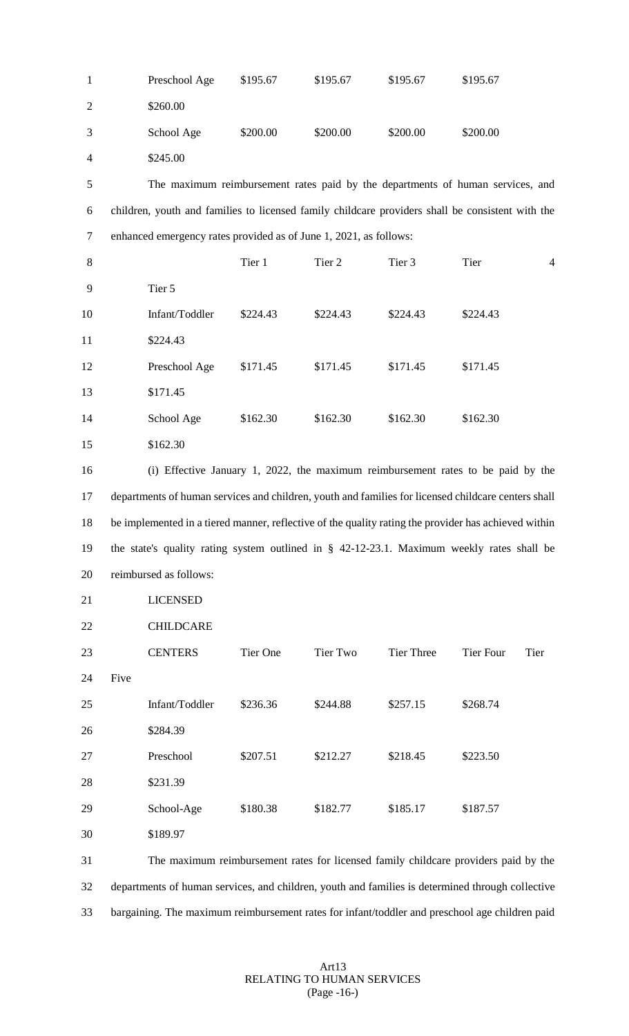| | | | | | |
|---|---|---|---|---|---|
| Preschool Age | $195.67 | $195.67 | $195.67 | $195.67 | $260.00 |
| School Age | $200.00 | $200.00 | $200.00 | $200.00 | $245.00 |

The maximum reimbursement rates paid by the departments of human services, and children, youth and families to licensed family childcare providers shall be consistent with the enhanced emergency rates provided as of June 1, 2021, as follows:

| | Tier 1 | Tier 2 | Tier 3 | Tier 4 | Tier 5 |
|---|---|---|---|---|---|
| Infant/Toddler | $224.43 | $224.43 | $224.43 | $224.43 | $224.43 |
| Preschool Age | $171.45 | $171.45 | $171.45 | $171.45 | $171.45 |
| School Age | $162.30 | $162.30 | $162.30 | $162.30 | $162.30 |

(i) Effective January 1, 2022, the maximum reimbursement rates to be paid by the departments of human services and children, youth and families for licensed childcare centers shall be implemented in a tiered manner, reflective of the quality rating the provider has achieved within the state's quality rating system outlined in § 42-12-23.1. Maximum weekly rates shall be reimbursed as follows:

| LICENSED CHILDCARE CENTERS | Tier One | Tier Two | Tier Three | Tier Four | Tier Five |
|---|---|---|---|---|---|
| Infant/Toddler | $236.36 | $244.88 | $257.15 | $268.74 | $284.39 |
| Preschool | $207.51 | $212.27 | $218.45 | $223.50 | $231.39 |
| School-Age | $180.38 | $182.77 | $185.17 | $187.57 | $189.97 |

The maximum reimbursement rates for licensed family childcare providers paid by the departments of human services, and children, youth and families is determined through collective bargaining. The maximum reimbursement rates for infant/toddler and preschool age children paid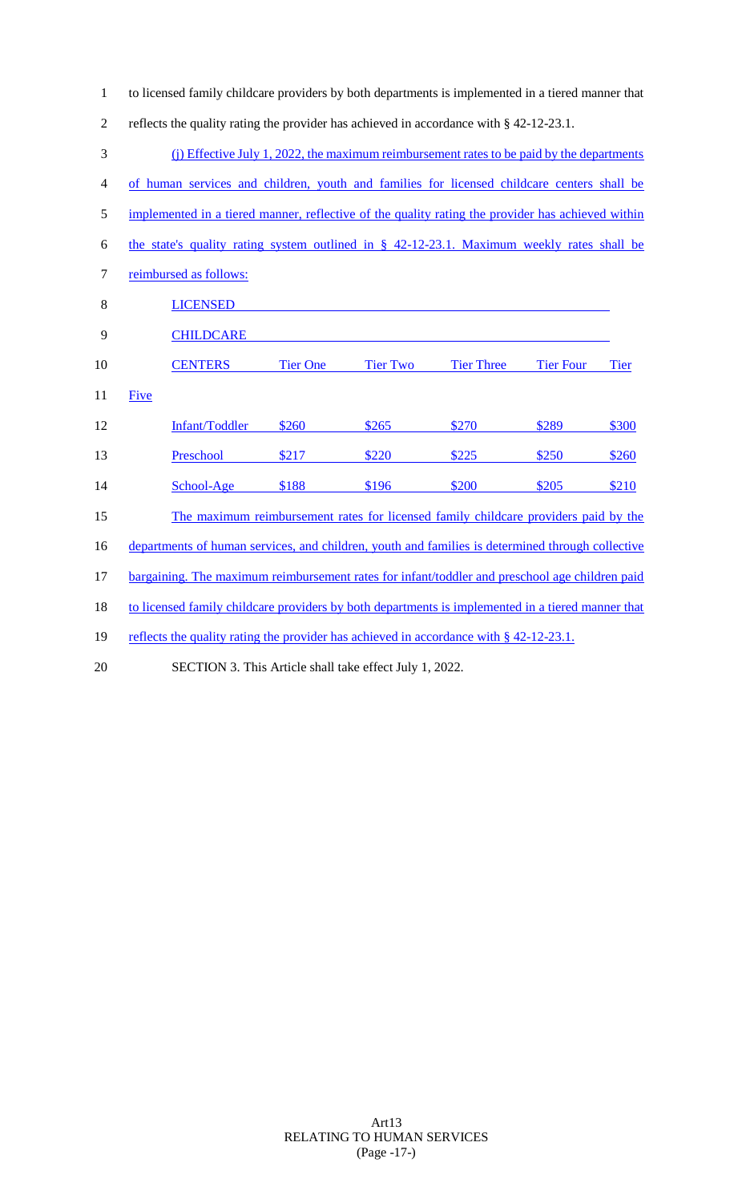to licensed family childcare providers by both departments is implemented in a tiered manner that reflects the quality rating the provider has achieved in accordance with § 42-12-23.1.

(j) Effective July 1, 2022, the maximum reimbursement rates to be paid by the departments of human services and children, youth and families for licensed childcare centers shall be implemented in a tiered manner, reflective of the quality rating the provider has achieved within the state's quality rating system outlined in § 42-12-23.1. Maximum weekly rates shall be reimbursed as follows:

| LICENSED CHILDCARE CENTERS | Tier One | Tier Two | Tier Three | Tier Four | Tier Five |
|---|---|---|---|---|---|
| Infant/Toddler | $260 | $265 | $270 | $289 | $300 |
| Preschool | $217 | $220 | $225 | $250 | $260 |
| School-Age | $188 | $196 | $200 | $205 | $210 |

The maximum reimbursement rates for licensed family childcare providers paid by the departments of human services, and children, youth and families is determined through collective bargaining. The maximum reimbursement rates for infant/toddler and preschool age children paid to licensed family childcare providers by both departments is implemented in a tiered manner that reflects the quality rating the provider has achieved in accordance with § 42-12-23.1.

SECTION 3. This Article shall take effect July 1, 2022.